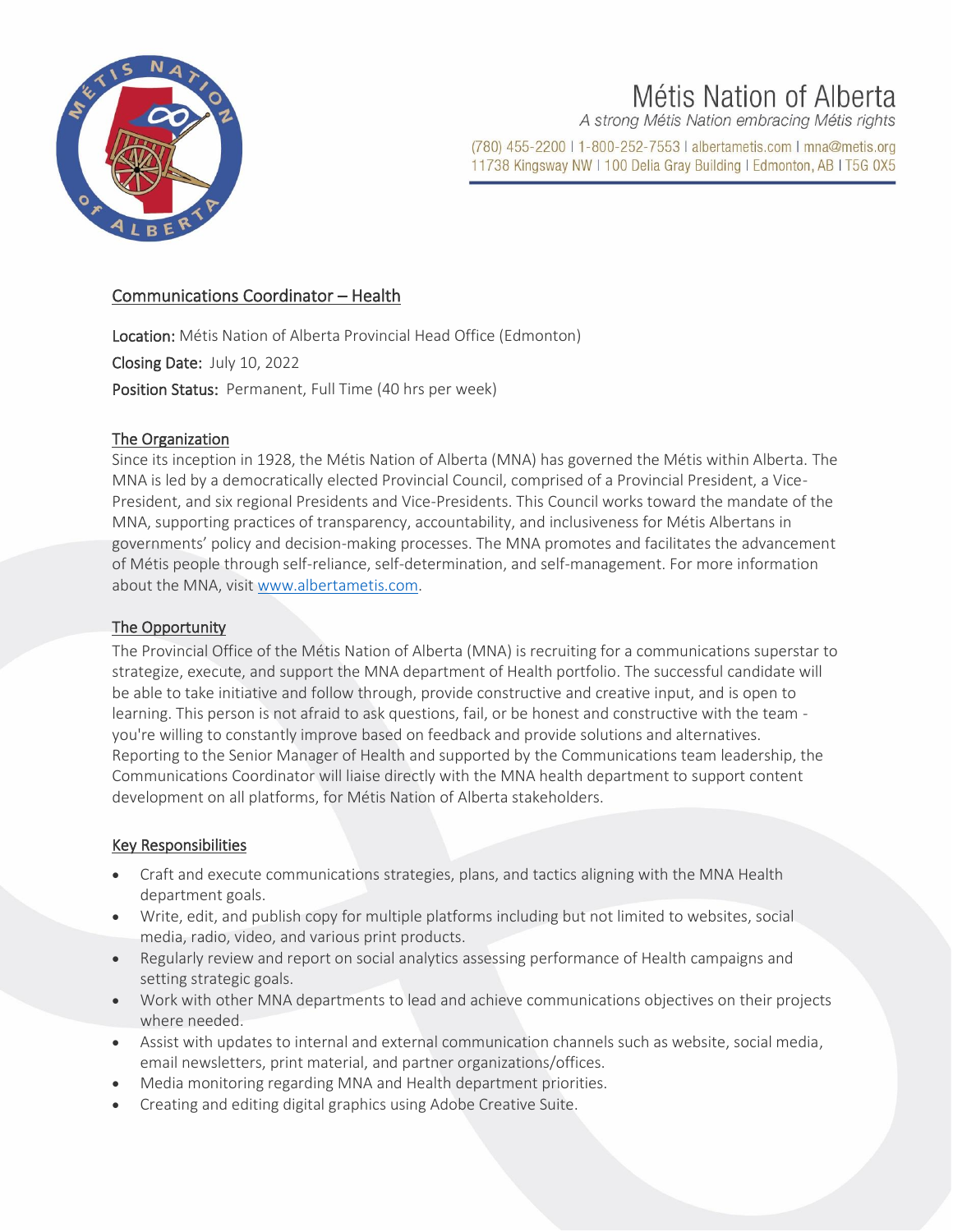# Métis Nation of Alberta

*A strong Métis Nation embracing Métis rights*

(780) 455-2200 I 1-800-252-7553 I albertametis.com I mna@metis.org
11738 Kingsway NW I 100 Delia Gray Building I Edmonton, AB I T5G 0X5

## Communications Coordinator – Health

**Location:** Métis Nation of Alberta Provincial Head Office (Edmonton)

**Closing Date:** July 10, 2022

**Position Status:** Permanent, Full Time (40 hrs per week)

### The Organization

Since its inception in 1928, the Métis Nation of Alberta (MNA) has governed the Métis within Alberta. The MNA is led by a democratically elected Provincial Council, comprised of a Provincial President, a Vice-President, and six regional Presidents and Vice-Presidents. This Council works toward the mandate of the MNA, supporting practices of transparency, accountability, and inclusiveness for Métis Albertans in governments' policy and decision-making processes. The MNA promotes and facilitates the advancement of Métis people through self-reliance, self-determination, and self-management. For more information about the MNA, visit www.albertametis.com.

### The Opportunity

The Provincial Office of the Métis Nation of Alberta (MNA) is recruiting for a communications superstar to strategize, execute, and support the MNA department of Health portfolio. The successful candidate will be able to take initiative and follow through, provide constructive and creative input, and is open to learning. This person is not afraid to ask questions, fail, or be honest and constructive with the team - you're willing to constantly improve based on feedback and provide solutions and alternatives. Reporting to the Senior Manager of Health and supported by the Communications team leadership, the Communications Coordinator will liaise directly with the MNA health department to support content development on all platforms, for Métis Nation of Alberta stakeholders.

### Key Responsibilities

- Craft and execute communications strategies, plans, and tactics aligning with the MNA Health department goals.
- Write, edit, and publish copy for multiple platforms including but not limited to websites, social media, radio, video, and various print products.
- Regularly review and report on social analytics assessing performance of Health campaigns and setting strategic goals.
- Work with other MNA departments to lead and achieve communications objectives on their projects where needed.
- Assist with updates to internal and external communication channels such as website, social media, email newsletters, print material, and partner organizations/offices.
- Media monitoring regarding MNA and Health department priorities.
- Creating and editing digital graphics using Adobe Creative Suite.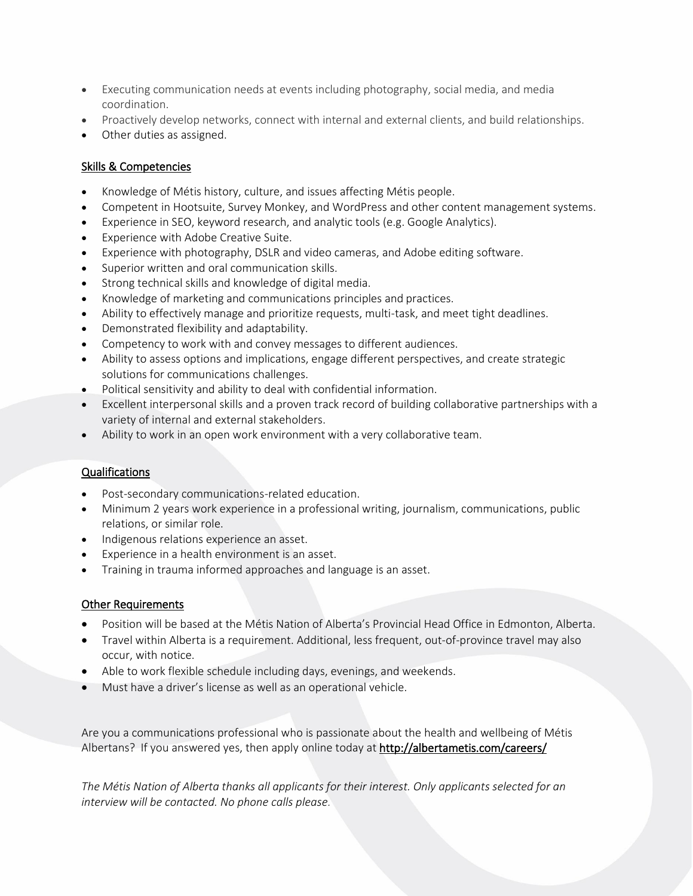- Executing communication needs at events including photography, social media, and media coordination.
- Proactively develop networks, connect with internal and external clients, and build relationships.
- Other duties as assigned.

## Skills & Competencies

- Knowledge of Métis history, culture, and issues affecting Métis people.
- Competent in Hootsuite, Survey Monkey, and WordPress and other content management systems.
- Experience in SEO, keyword research, and analytic tools (e.g. Google Analytics).
- Experience with Adobe Creative Suite.
- Experience with photography, DSLR and video cameras, and Adobe editing software.
- Superior written and oral communication skills.
- Strong technical skills and knowledge of digital media.
- Knowledge of marketing and communications principles and practices.
- Ability to effectively manage and prioritize requests, multi-task, and meet tight deadlines.
- Demonstrated flexibility and adaptability.
- Competency to work with and convey messages to different audiences.
- Ability to assess options and implications, engage different perspectives, and create strategic solutions for communications challenges.
- Political sensitivity and ability to deal with confidential information.
- Excellent interpersonal skills and a proven track record of building collaborative partnerships with a variety of internal and external stakeholders.
- Ability to work in an open work environment with a very collaborative team.

## Qualifications

- Post-secondary communications-related education.
- Minimum 2 years work experience in a professional writing, journalism, communications, public relations, or similar role.
- Indigenous relations experience an asset.
- Experience in a health environment is an asset.
- Training in trauma informed approaches and language is an asset.

## Other Requirements

- Position will be based at the Métis Nation of Alberta's Provincial Head Office in Edmonton, Alberta.
- Travel within Alberta is a requirement. Additional, less frequent, out-of-province travel may also occur, with notice.
- Able to work flexible schedule including days, evenings, and weekends.
- Must have a driver's license as well as an operational vehicle.

Are you a communications professional who is passionate about the health and wellbeing of Métis Albertans? If you answered yes, then apply online today at http://albertametis.com/careers/

*The Métis Nation of Alberta thanks all applicants for their interest. Only applicants selected for an interview will be contacted. No phone calls please.*